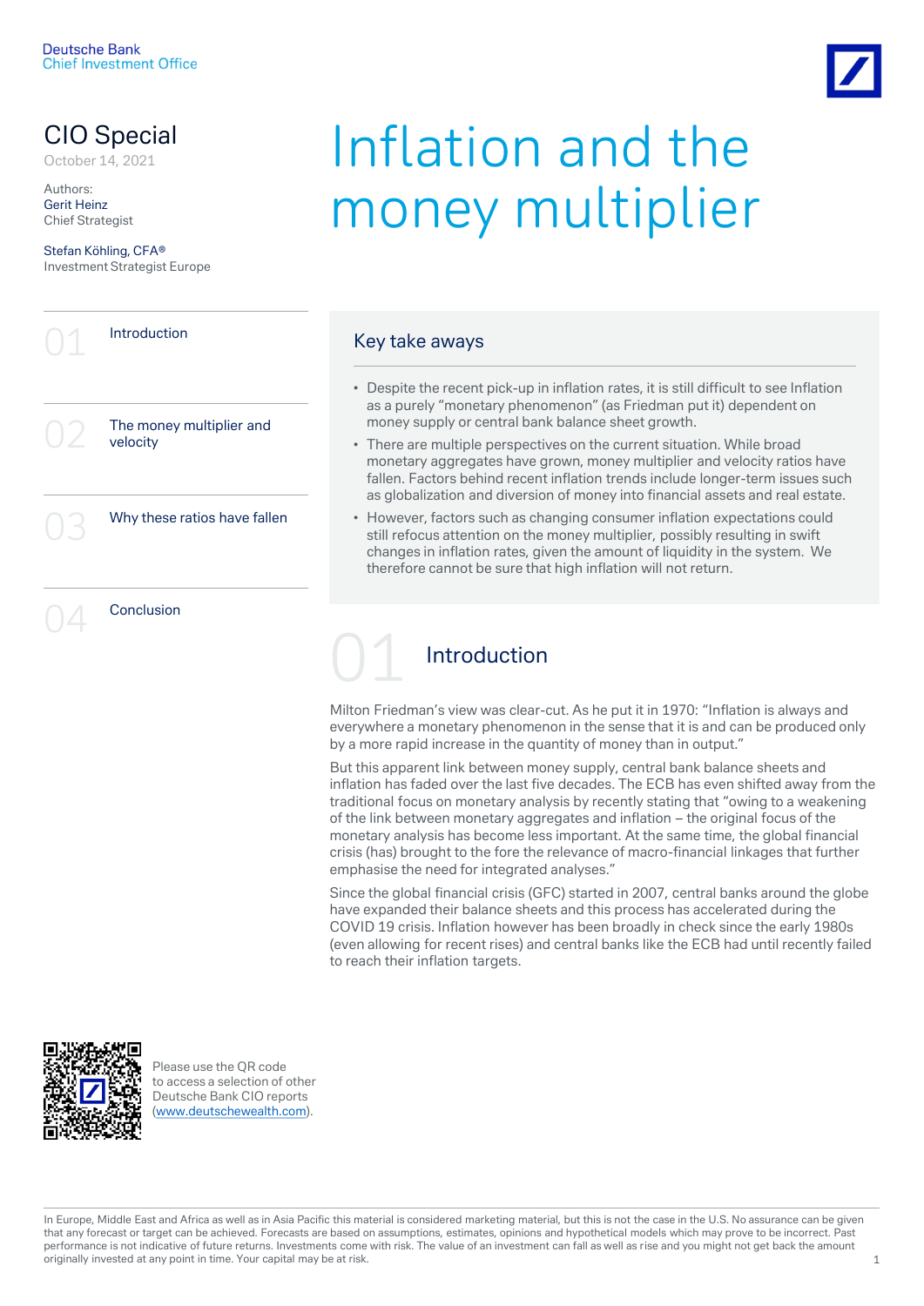Deutsche Bank
Chief Investment Office

CIO Special
October 14, 2021

Authors:
Gerit Heinz
Chief Strategist

Stefan Köhling, CFA®
Investment Strategist Europe

# Inflation and the money multiplier

01 Introduction

02 The money multiplier and velocity

03 Why these ratios have fallen

04 Conclusion

## Key take aways

- Despite the recent pick-up in inflation rates, it is still difficult to see Inflation as a purely "monetary phenomenon" (as Friedman put it) dependent on money supply or central bank balance sheet growth.
- There are multiple perspectives on the current situation. While broad monetary aggregates have grown, money multiplier and velocity ratios have fallen. Factors behind recent inflation trends include longer-term issues such as globalization and diversion of money into financial assets and real estate.
- However, factors such as changing consumer inflation expectations could still refocus attention on the money multiplier, possibly resulting in swift changes in inflation rates, given the amount of liquidity in the system. We therefore cannot be sure that high inflation will not return.

## 01 Introduction

Milton Friedman's view was clear-cut. As he put it in 1970: "Inflation is always and everywhere a monetary phenomenon in the sense that it is and can be produced only by a more rapid increase in the quantity of money than in output."

But this apparent link between money supply, central bank balance sheets and inflation has faded over the last five decades. The ECB has even shifted away from the traditional focus on monetary analysis by recently stating that "owing to a weakening of the link between monetary aggregates and inflation – the original focus of the monetary analysis has become less important. At the same time, the global financial crisis (has) brought to the fore the relevance of macro-financial linkages that further emphasise the need for integrated analyses."

Since the global financial crisis (GFC) started in 2007, central banks around the globe have expanded their balance sheets and this process has accelerated during the COVID 19 crisis. Inflation however has been broadly in check since the early 1980s (even allowing for recent rises) and central banks like the ECB had until recently failed to reach their inflation targets.

Please use the QR code to access a selection of other Deutsche Bank CIO reports (www.deutschewealth.com).

In Europe, Middle East and Africa as well as in Asia Pacific this material is considered marketing material, but this is not the case in the U.S. No assurance can be given that any forecast or target can be achieved. Forecasts are based on assumptions, estimates, opinions and hypothetical models which may prove to be incorrect. Past performance is not indicative of future returns. Investments come with risk. The value of an investment can fall as well as rise and you might not get back the amount originally invested at any point in time. Your capital may be at risk.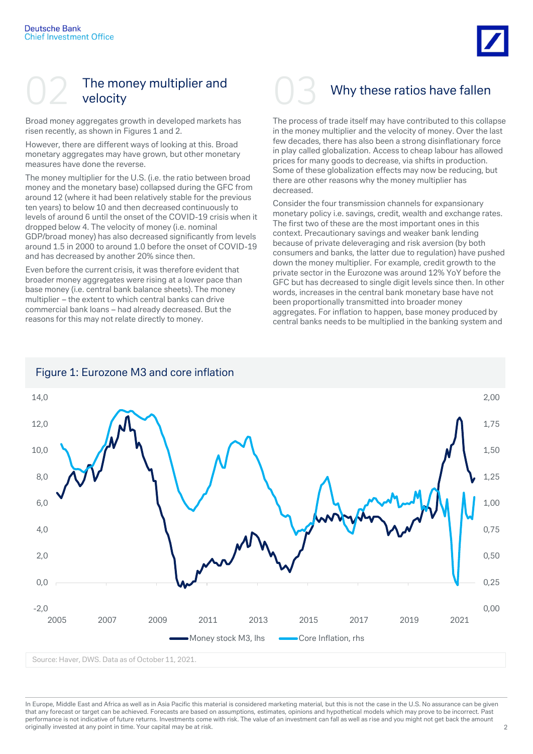## 02 The money multiplier and velocity

Broad money aggregates growth in developed markets has risen recently, as shown in Figures 1 and 2.

However, there are different ways of looking at this. Broad monetary aggregates may have grown, but other monetary measures have done the reverse.

The money multiplier for the U.S. (i.e. the ratio between broad money and the monetary base) collapsed during the GFC from around 12 (where it had been relatively stable for the previous ten years) to below 10 and then decreased continuously to levels of around 6 until the onset of the COVID-19 crisis when it dropped below 4. The velocity of money (i.e. nominal GDP/broad money) has also decreased significantly from levels around 1.5 in 2000 to around 1.0 before the onset of COVID-19 and has decreased by another 20% since then.

Even before the current crisis, it was therefore evident that broader money aggregates were rising at a lower pace than base money (i.e. central bank balance sheets). The money multiplier – the extent to which central banks can drive commercial bank loans – had already decreased. But the reasons for this may not relate directly to money.

## 03 Why these ratios have fallen

The process of trade itself may have contributed to this collapse in the money multiplier and the velocity of money. Over the last few decades, there has also been a strong disinflationary force in play called globalization. Access to cheap labour has allowed prices for many goods to decrease, via shifts in production. Some of these globalization effects may now be reducing, but there are other reasons why the money multiplier has decreased.

Consider the four transmission channels for expansionary monetary policy i.e. savings, credit, wealth and exchange rates. The first two of these are the most important ones in this context. Precautionary savings and weaker bank lending because of private deleveraging and risk aversion (by both consumers and banks, the latter due to regulation) have pushed down the money multiplier. For example, credit growth to the private sector in the Eurozone was around 12% YoY before the GFC but has decreased to single digit levels since then. In other words, increases in the central bank monetary base have not been proportionally transmitted into broader money aggregates. For inflation to happen, base money produced by central banks needs to be multiplied in the banking system and

Figure 1: Eurozone M3 and core inflation

Source: Haver, DWS. Data as of October 11, 2021.

In Europe, Middle East and Africa as well as in Asia Pacific this material is considered marketing material, but this is not the case in the U.S. No assurance can be given that any forecast or target can be achieved. Forecasts are based on assumptions, estimates, opinions and hypothetical models which may prove to be incorrect. Past performance is not indicative of future returns. Investments come with risk. The value of an investment can fall as well as rise and you might not get back the amount originally invested at any point in time. Your capital may be at risk.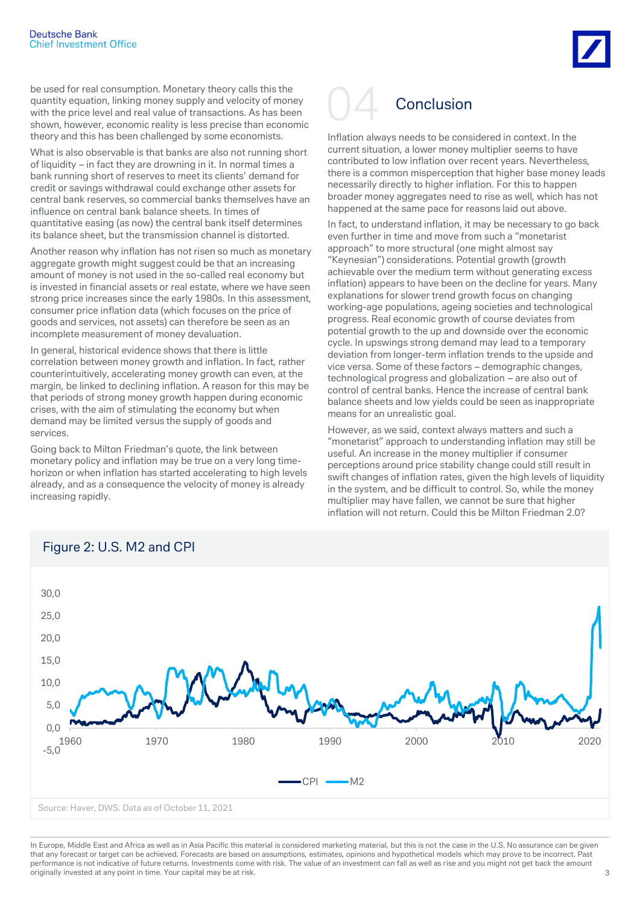be used for real consumption. Monetary theory calls this the quantity equation, linking money supply and velocity of money with the price level and real value of transactions. As has been shown, however, economic reality is less precise than economic theory and this has been challenged by some economists.

What is also observable is that banks are also not running short of liquidity – in fact they are drowning in it. In normal times a bank running short of reserves to meet its clients' demand for credit or savings withdrawal could exchange other assets for central bank reserves, so commercial banks themselves have an influence on central bank balance sheets. In times of quantitative easing (as now) the central bank itself determines its balance sheet, but the transmission channel is distorted.

Another reason why inflation has not risen so much as monetary aggregate growth might suggest could be that an increasing amount of money is not used in the so-called real economy but is invested in financial assets or real estate, where we have seen strong price increases since the early 1980s. In this assessment, consumer price inflation data (which focuses on the price of goods and services, not assets) can therefore be seen as an incomplete measurement of money devaluation.

In general, historical evidence shows that there is little correlation between money growth and inflation. In fact, rather counterintuitively, accelerating money growth can even, at the margin, be linked to declining inflation. A reason for this may be that periods of strong money growth happen during economic crises, with the aim of stimulating the economy but when demand may be limited versus the supply of goods and services.

Going back to Milton Friedman's quote, the link between monetary policy and inflation may be true on a very long time-horizon or when inflation has started accelerating to high levels already, and as a consequence the velocity of money is already increasing rapidly.

## 04 Conclusion

Inflation always needs to be considered in context. In the current situation, a lower money multiplier seems to have contributed to low inflation over recent years. Nevertheless, there is a common misperception that higher base money leads necessarily directly to higher inflation. For this to happen broader money aggregates need to rise as well, which has not happened at the same pace for reasons laid out above.

In fact, to understand inflation, it may be necessary to go back even further in time and move from such a "monetarist approach" to more structural (one might almost say "Keynesian") considerations. Potential growth (growth achievable over the medium term without generating excess inflation) appears to have been on the decline for years. Many explanations for slower trend growth focus on changing working-age populations, ageing societies and technological progress. Real economic growth of course deviates from potential growth to the up and downside over the economic cycle. In upswings strong demand may lead to a temporary deviation from longer-term inflation trends to the upside and vice versa. Some of these factors – demographic changes, technological progress and globalization – are also out of control of central banks. Hence the increase of central bank balance sheets and low yields could be seen as inappropriate means for an unrealistic goal.

However, as we said, context always matters and such a "monetarist" approach to understanding inflation may still be useful. An increase in the money multiplier if consumer perceptions around price stability change could still result in swift changes of inflation rates, given the high levels of liquidity in the system, and be difficult to control. So, while the money multiplier may have fallen, we cannot be sure that higher inflation will not return. Could this be Milton Friedman 2.0?

### Figure 2: U.S. M2 and CPI

Source: Haver, DWS. Data as of October 11, 2021

In Europe, Middle East and Africa as well as in Asia Pacific this material is considered marketing material, but this is not the case in the U.S. No assurance can be given that any forecast or target can be achieved. Forecasts are based on assumptions, estimates, opinions and hypothetical models which may prove to be incorrect. Past performance is not indicative of future returns. Investments come with risk. The value of an investment can fall as well as rise and you might not get back the amount originally invested at any point in time. Your capital may be at risk.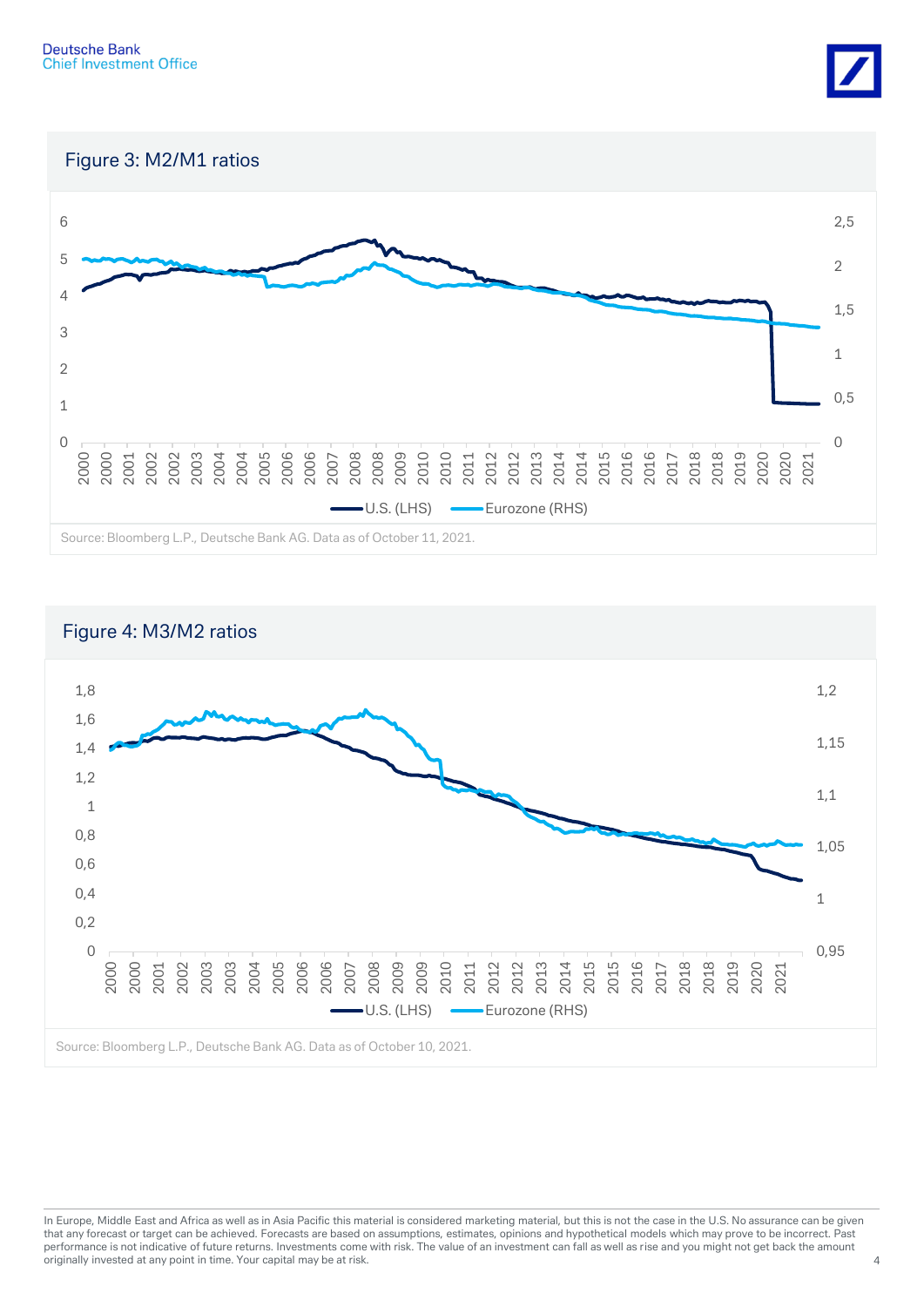## Figure 3: M2/M1 ratios

Source: Bloomberg L.P., Deutsche Bank AG. Data as of October 11, 2021.

## Figure 4: M3/M2 ratios

Source: Bloomberg L.P., Deutsche Bank AG. Data as of October 10, 2021.

In Europe, Middle East and Africa as well as in Asia Pacific this material is considered marketing material, but this is not the case in the U.S. No assurance can be given that any forecast or target can be achieved. Forecasts are based on assumptions, estimates, opinions and hypothetical models which may prove to be incorrect. Past performance is not indicative of future returns. Investments come with risk. The value of an investment can fall as well as rise and you might not get back the amount originally invested at any point in time. Your capital may be at risk.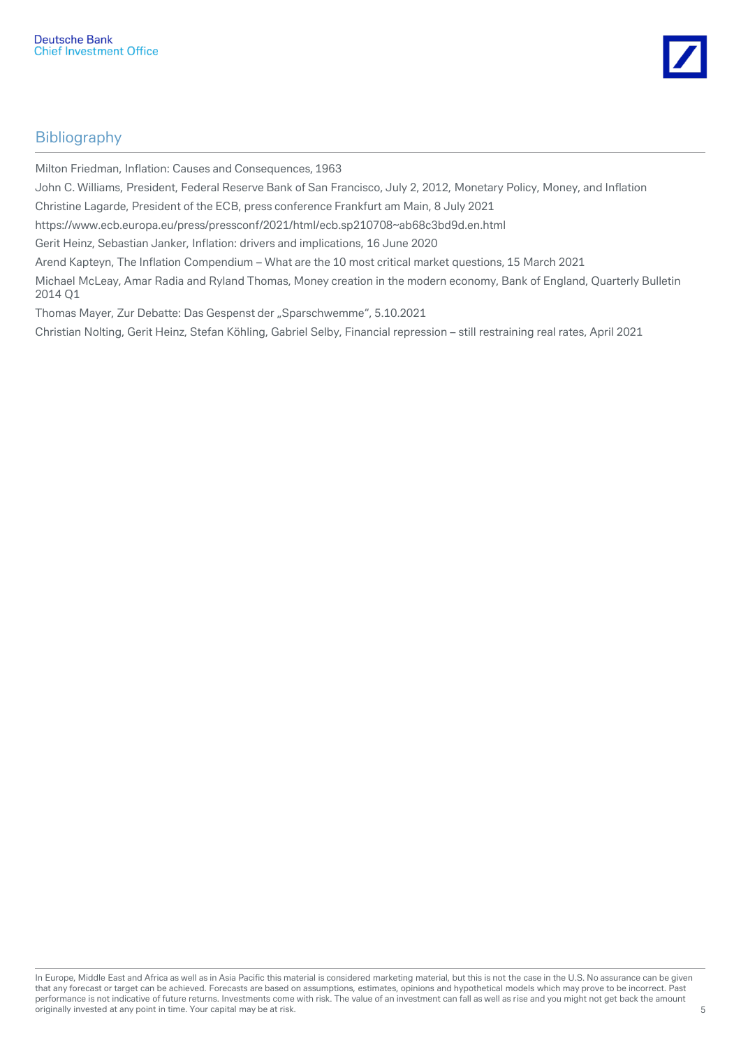## Bibliography

Milton Friedman, Inflation: Causes and Consequences, 1963

John C. Williams, President, Federal Reserve Bank of San Francisco, July 2, 2012, Monetary Policy, Money, and Inflation

Christine Lagarde, President of the ECB, press conference Frankfurt am Main, 8 July 2021

https://www.ecb.europa.eu/press/pressconf/2021/html/ecb.sp210708~ab68c3bd9d.en.html

Gerit Heinz, Sebastian Janker, Inflation: drivers and implications, 16 June 2020

Arend Kapteyn, The Inflation Compendium – What are the 10 most critical market questions, 15 March 2021

Michael McLeay, Amar Radia and Ryland Thomas, Money creation in the modern economy, Bank of England, Quarterly Bulletin 2014 Q1

Thomas Mayer, Zur Debatte: Das Gespenst der „Sparschwemme", 5.10.2021

Christian Nolting, Gerit Heinz, Stefan Köhling, Gabriel Selby, Financial repression – still restraining real rates, April 2021

In Europe, Middle East and Africa as well as in Asia Pacific this material is considered marketing material, but this is not the case in the U.S. No assurance can be given that any forecast or target can be achieved. Forecasts are based on assumptions, estimates, opinions and hypothetical models which may prove to be incorrect. Past performance is not indicative of future returns. Investments come with risk. The value of an investment can fall as well as rise and you might not get back the amount originally invested at any point in time. Your capital may be at risk.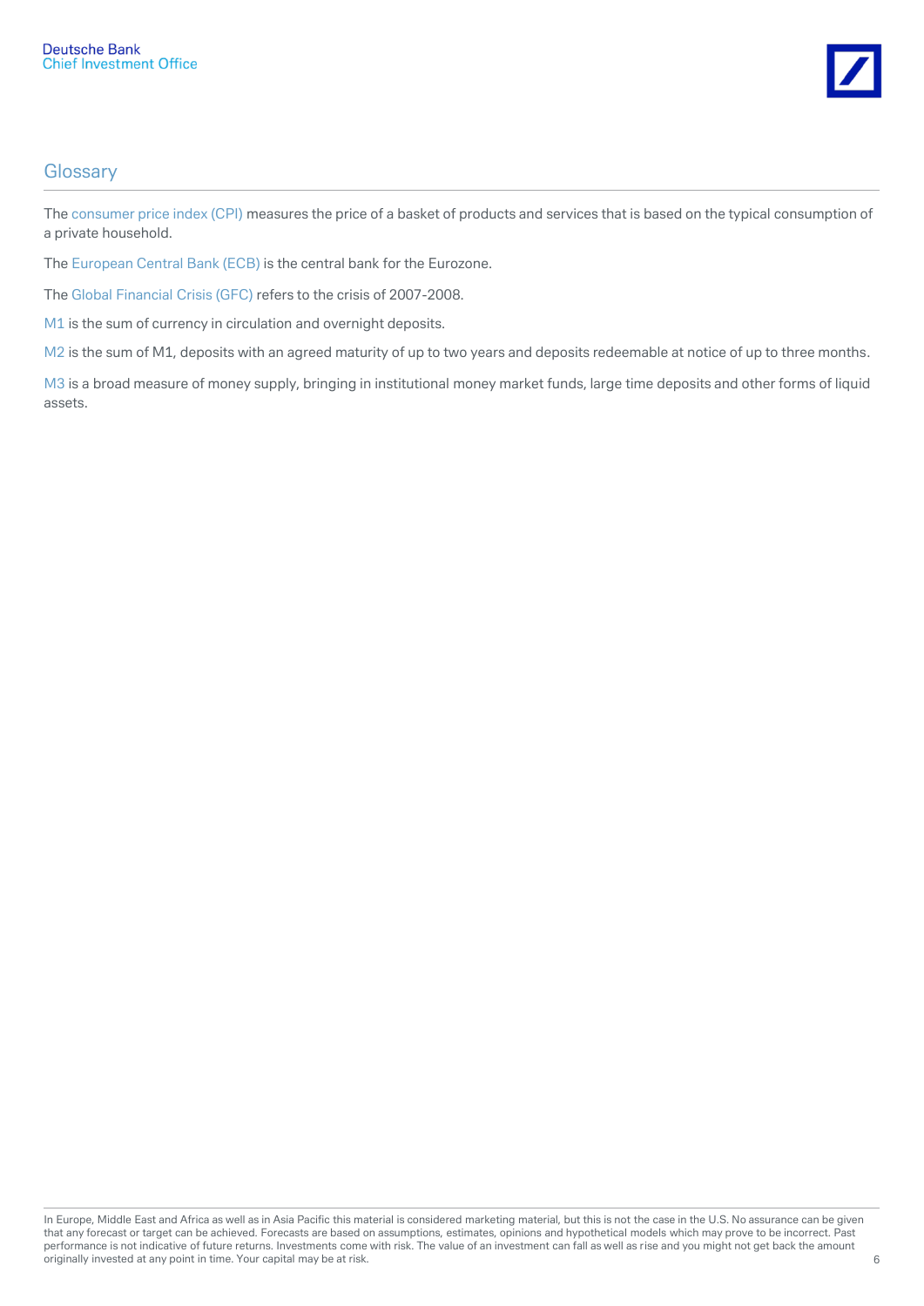## Glossary

The consumer price index (CPI) measures the price of a basket of products and services that is based on the typical consumption of a private household.

The European Central Bank (ECB) is the central bank for the Eurozone.

The Global Financial Crisis (GFC) refers to the crisis of 2007-2008.

M1 is the sum of currency in circulation and overnight deposits.

M2 is the sum of M1, deposits with an agreed maturity of up to two years and deposits redeemable at notice of up to three months.

M3 is a broad measure of money supply, bringing in institutional money market funds, large time deposits and other forms of liquid assets.

In Europe, Middle East and Africa as well as in Asia Pacific this material is considered marketing material, but this is not the case in the U.S. No assurance can be given that any forecast or target can be achieved. Forecasts are based on assumptions, estimates, opinions and hypothetical models which may prove to be incorrect. Past performance is not indicative of future returns. Investments come with risk. The value of an investment can fall as well as rise and you might not get back the amount originally invested at any point in time. Your capital may be at risk.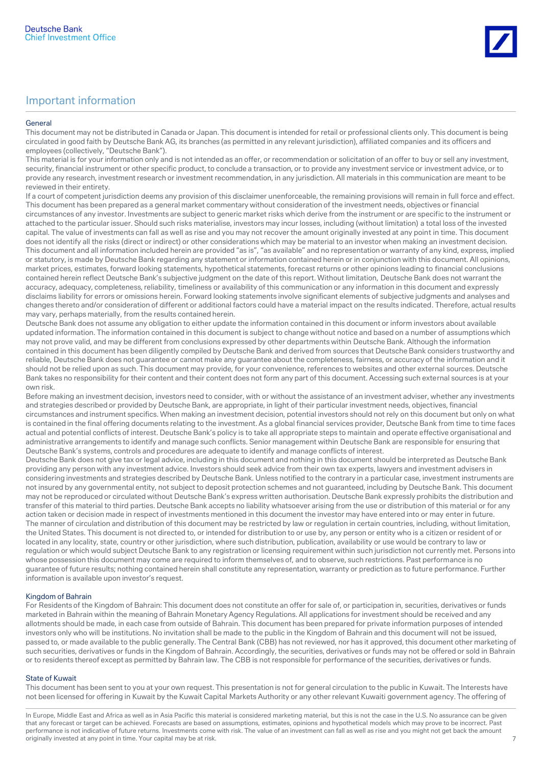# Important information

## General

This document may not be distributed in Canada or Japan. This document is intended for retail or professional clients only. This document is being circulated in good faith by Deutsche Bank AG, its branches (as permitted in any relevant jurisdiction), affiliated companies and its officers and employees (collectively, "Deutsche Bank").

This material is for your information only and is not intended as an offer, or recommendation or solicitation of an offer to buy or sell any investment, security, financial instrument or other specific product, to conclude a transaction, or to provide any investment service or investment advice, or to provide any research, investment research or investment recommendation, in any jurisdiction. All materials in this communication are meant to be reviewed in their entirety.

If a court of competent jurisdiction deems any provision of this disclaimer unenforceable, the remaining provisions will remain in full force and effect. This document has been prepared as a general market commentary without consideration of the investment needs, objectives or financial circumstances of any investor. Investments are subject to generic market risks which derive from the instrument or are specific to the instrument or attached to the particular issuer. Should such risks materialise, investors may incur losses, including (without limitation) a total loss of the invested capital. The value of investments can fall as well as rise and you may not recover the amount originally invested at any point in time. This document does not identify all the risks (direct or indirect) or other considerations which may be material to an investor when making an investment decision. This document and all information included herein are provided "as is", "as available" and no representation or warranty of any kind, express, implied or statutory, is made by Deutsche Bank regarding any statement or information contained herein or in conjunction with this document. All opinions, market prices, estimates, forward looking statements, hypothetical statements, forecast returns or other opinions leading to financial conclusions contained herein reflect Deutsche Bank's subjective judgment on the date of this report. Without limitation, Deutsche Bank does not warrant the accuracy, adequacy, completeness, reliability, timeliness or availability of this communication or any information in this document and expressly disclaims liability for errors or omissions herein. Forward looking statements involve significant elements of subjective judgments and analyses and changes thereto and/or consideration of different or additional factors could have a material impact on the results indicated. Therefore, actual results may vary, perhaps materially, from the results contained herein.

Deutsche Bank does not assume any obligation to either update the information contained in this document or inform investors about available updated information. The information contained in this document is subject to change without notice and based on a number of assumptions which may not prove valid, and may be different from conclusions expressed by other departments within Deutsche Bank. Although the information contained in this document has been diligently compiled by Deutsche Bank and derived from sources that Deutsche Bank considers trustworthy and reliable, Deutsche Bank does not guarantee or cannot make any guarantee about the completeness, fairness, or accuracy of the information and it should not be relied upon as such. This document may provide, for your convenience, references to websites and other external sources. Deutsche Bank takes no responsibility for their content and their content does not form any part of this document. Accessing such external sources is at your own risk.

Before making an investment decision, investors need to consider, with or without the assistance of an investment adviser, whether any investments and strategies described or provided by Deutsche Bank, are appropriate, in light of their particular investment needs, objectives, financial circumstances and instrument specifics. When making an investment decision, potential investors should not rely on this document but only on what is contained in the final offering documents relating to the investment. As a global financial services provider, Deutsche Bank from time to time faces actual and potential conflicts of interest. Deutsche Bank's policy is to take all appropriate steps to maintain and operate effective organisational and administrative arrangements to identify and manage such conflicts. Senior management within Deutsche Bank are responsible for ensuring that Deutsche Bank's systems, controls and procedures are adequate to identify and manage conflicts of interest.

Deutsche Bank does not give tax or legal advice, including in this document and nothing in this document should be interpreted as Deutsche Bank providing any person with any investment advice. Investors should seek advice from their own tax experts, lawyers and investment advisers in considering investments and strategies described by Deutsche Bank. Unless notified to the contrary in a particular case, investment instruments are not insured by any governmental entity, not subject to deposit protection schemes and not guaranteed, including by Deutsche Bank. This document may not be reproduced or circulated without Deutsche Bank's express written authorisation. Deutsche Bank expressly prohibits the distribution and transfer of this material to third parties. Deutsche Bank accepts no liability whatsoever arising from the use or distribution of this material or for any action taken or decision made in respect of investments mentioned in this document the investor may have entered into or may enter in future.

The manner of circulation and distribution of this document may be restricted by law or regulation in certain countries, including, without limitation, the United States. This document is not directed to, or intended for distribution to or use by, any person or entity who is a citizen or resident of or located in any locality, state, country or other jurisdiction, where such distribution, publication, availability or use would be contrary to law or regulation or which would subject Deutsche Bank to any registration or licensing requirement within such jurisdiction not currently met. Persons into whose possession this document may come are required to inform themselves of, and to observe, such restrictions. Past performance is no guarantee of future results; nothing contained herein shall constitute any representation, warranty or prediction as to future performance. Further information is available upon investor's request.

## Kingdom of Bahrain

For Residents of the Kingdom of Bahrain: This document does not constitute an offer for sale of, or participation in, securities, derivatives or funds marketed in Bahrain within the meaning of Bahrain Monetary Agency Regulations. All applications for investment should be received and any allotments should be made, in each case from outside of Bahrain. This document has been prepared for private information purposes of intended investors only who will be institutions. No invitation shall be made to the public in the Kingdom of Bahrain and this document will not be issued, passed to, or made available to the public generally. The Central Bank (CBB) has not reviewed, nor has it approved, this document other marketing of such securities, derivatives or funds in the Kingdom of Bahrain. Accordingly, the securities, derivatives or funds may not be offered or sold in Bahrain or to residents thereof except as permitted by Bahrain law. The CBB is not responsible for performance of the securities, derivatives or funds.

## State of Kuwait

This document has been sent to you at your own request. This presentation is not for general circulation to the public in Kuwait. The Interests have not been licensed for offering in Kuwait by the Kuwait Capital Markets Authority or any other relevant Kuwaiti government agency. The offering of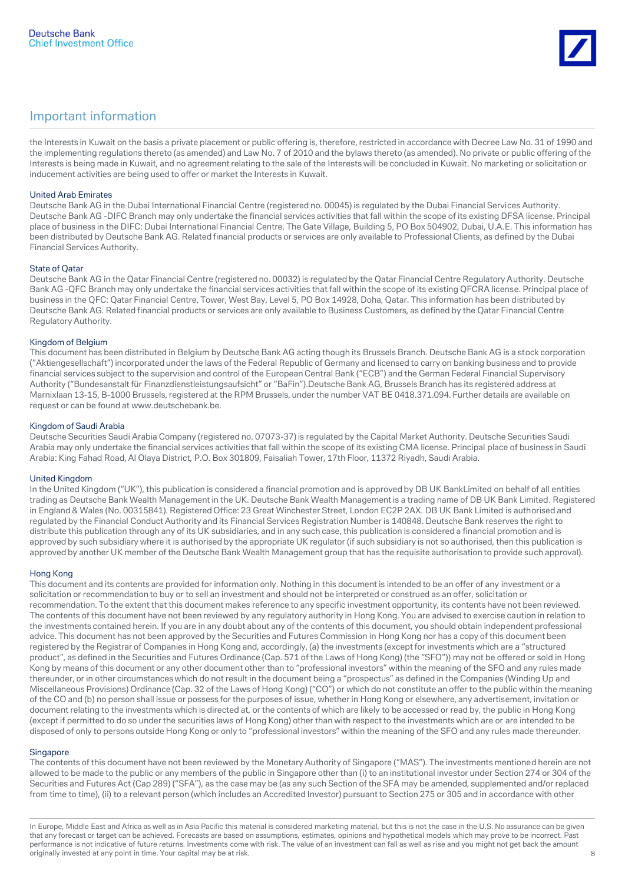## Important information

the Interests in Kuwait on the basis a private placement or public offering is, therefore, restricted in accordance with Decree Law No. 31 of 1990 and the implementing regulations thereto (as amended) and Law No. 7 of 2010 and the bylaws thereto (as amended). No private or public offering of the Interests is being made in Kuwait, and no agreement relating to the sale of the Interests will be concluded in Kuwait. No marketing or solicitation or inducement activities are being used to offer or market the Interests in Kuwait.

### United Arab Emirates

Deutsche Bank AG in the Dubai International Financial Centre (registered no. 00045) is regulated by the Dubai Financial Services Authority. Deutsche Bank AG -DIFC Branch may only undertake the financial services activities that fall within the scope of its existing DFSA license. Principal place of business in the DIFC: Dubai International Financial Centre, The Gate Village, Building 5, PO Box 504902, Dubai, U.A.E. This information has been distributed by Deutsche Bank AG. Related financial products or services are only available to Professional Clients, as defined by the Dubai Financial Services Authority.

### State of Qatar

Deutsche Bank AG in the Qatar Financial Centre (registered no. 00032) is regulated by the Qatar Financial Centre Regulatory Authority. Deutsche Bank AG -QFC Branch may only undertake the financial services activities that fall within the scope of its existing QFCRA license. Principal place of business in the QFC: Qatar Financial Centre, Tower, West Bay, Level 5, PO Box 14928, Doha, Qatar. This information has been distributed by Deutsche Bank AG. Related financial products or services are only available to Business Customers, as defined by the Qatar Financial Centre Regulatory Authority.

### Kingdom of Belgium

This document has been distributed in Belgium by Deutsche Bank AG acting though its Brussels Branch. Deutsche Bank AG is a stock corporation ("Aktiengesellschaft") incorporated under the laws of the Federal Republic of Germany and licensed to carry on banking business and to provide financial services subject to the supervision and control of the European Central Bank ("ECB") and the German Federal Financial Supervisory Authority ("Bundesanstalt für Finanzdienstleistungsaufsicht" or "BaFin").Deutsche Bank AG, Brussels Branch has its registered address at Marnixlaan 13-15, B-1000 Brussels, registered at the RPM Brussels, under the number VAT BE 0418.371.094. Further details are available on request or can be found at www.deutschebank.be.

### Kingdom of Saudi Arabia

Deutsche Securities Saudi Arabia Company (registered no. 07073-37) is regulated by the Capital Market Authority. Deutsche Securities Saudi Arabia may only undertake the financial services activities that fall within the scope of its existing CMA license. Principal place of business in Saudi Arabia: King Fahad Road, Al Olaya District, P.O. Box 301809, Faisaliah Tower, 17th Floor, 11372 Riyadh, Saudi Arabia.

### United Kingdom

In the United Kingdom ("UK"), this publication is considered a financial promotion and is approved by DB UK BankLimited on behalf of all entities trading as Deutsche Bank Wealth Management in the UK. Deutsche Bank Wealth Management is a trading name of DB UK Bank Limited. Registered in England & Wales (No. 00315841). Registered Office: 23 Great Winchester Street, London EC2P 2AX. DB UK Bank Limited is authorised and regulated by the Financial Conduct Authority and its Financial Services Registration Number is 140848. Deutsche Bank reserves the right to distribute this publication through any of its UK subsidiaries, and in any such case, this publication is considered a financial promotion and is approved by such subsidiary where it is authorised by the appropriate UK regulator (if such subsidiary is not so authorised, then this publication is approved by another UK member of the Deutsche Bank Wealth Management group that has the requisite authorisation to provide such approval).

### Hong Kong

This document and its contents are provided for information only. Nothing in this document is intended to be an offer of any investment or a solicitation or recommendation to buy or to sell an investment and should not be interpreted or construed as an offer, solicitation or recommendation. To the extent that this document makes reference to any specific investment opportunity, its contents have not been reviewed. The contents of this document have not been reviewed by any regulatory authority in Hong Kong. You are advised to exercise caution in relation to the investments contained herein. If you are in any doubt about any of the contents of this document, you should obtain independent professional advice. This document has not been approved by the Securities and Futures Commission in Hong Kong nor has a copy of this document been registered by the Registrar of Companies in Hong Kong and, accordingly, (a) the investments (except for investments which are a "structured product", as defined in the Securities and Futures Ordinance (Cap. 571 of the Laws of Hong Kong) (the "SFO")) may not be offered or sold in Hong Kong by means of this document or any other document other than to "professional investors" within the meaning of the SFO and any rules made thereunder, or in other circumstances which do not result in the document being a "prospectus" as defined in the Companies (Winding Up and Miscellaneous Provisions) Ordinance (Cap. 32 of the Laws of Hong Kong) ("CO") or which do not constitute an offer to the public within the meaning of the CO and (b) no person shall issue or possess for the purposes of issue, whether in Hong Kong or elsewhere, any advertisement, invitation or document relating to the investments which is directed at, or the contents of which are likely to be accessed or read by, the public in Hong Kong (except if permitted to do so under the securities laws of Hong Kong) other than with respect to the investments which are or are intended to be disposed of only to persons outside Hong Kong or only to "professional investors" within the meaning of the SFO and any rules made thereunder.

### Singapore

The contents of this document have not been reviewed by the Monetary Authority of Singapore ("MAS"). The investments mentioned herein are not allowed to be made to the public or any members of the public in Singapore other than (i) to an institutional investor under Section 274 or 304 of the Securities and Futures Act (Cap 289) ("SFA"), as the case may be (as any such Section of the SFA may be amended, supplemented and/or replaced from time to time), (ii) to a relevant person (which includes an Accredited Investor) pursuant to Section 275 or 305 and in accordance with other

In Europe, Middle East and Africa as well as in Asia Pacific this material is considered marketing material, but this is not the case in the U.S. No assurance can be given that any forecast or target can be achieved. Forecasts are based on assumptions, estimates, opinions and hypothetical models which may prove to be incorrect. Past performance is not indicative of future returns. Investments come with risk. The value of an investment can fall as well as rise and you might not get back the amount originally invested at any point in time. Your capital may be at risk.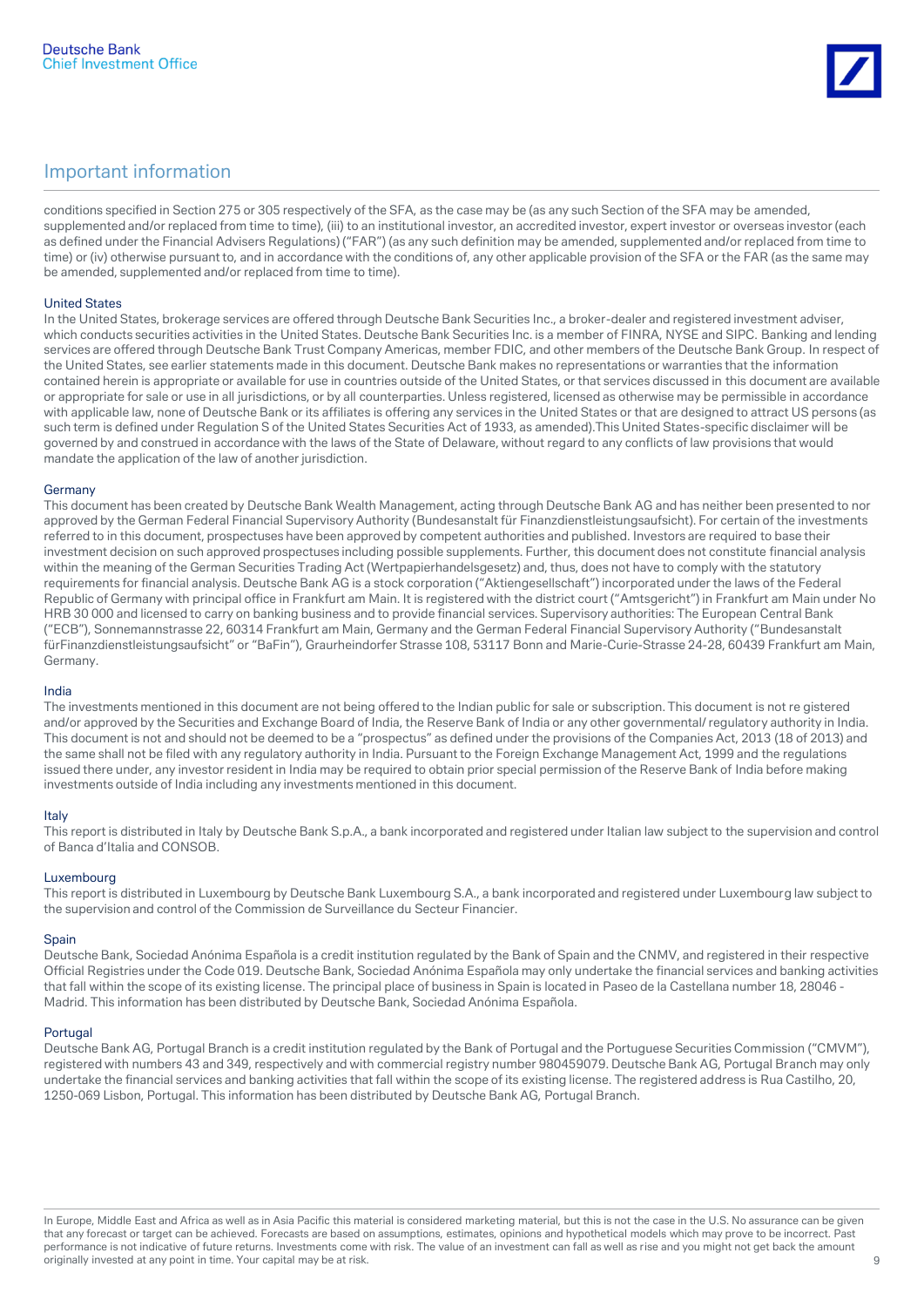## Important information

conditions specified in Section 275 or 305 respectively of the SFA, as the case may be (as any such Section of the SFA may be amended, supplemented and/or replaced from time to time), (iii) to an institutional investor, an accredited investor, expert investor or overseas investor (each as defined under the Financial Advisers Regulations) ("FAR") (as any such definition may be amended, supplemented and/or replaced from time to time) or (iv) otherwise pursuant to, and in accordance with the conditions of, any other applicable provision of the SFA or the FAR (as the same may be amended, supplemented and/or replaced from time to time).

### United States

In the United States, brokerage services are offered through Deutsche Bank Securities Inc., a broker-dealer and registered investment adviser, which conducts securities activities in the United States. Deutsche Bank Securities Inc. is a member of FINRA, NYSE and SIPC. Banking and lending services are offered through Deutsche Bank Trust Company Americas, member FDIC, and other members of the Deutsche Bank Group. In respect of the United States, see earlier statements made in this document. Deutsche Bank makes no representations or warranties that the information contained herein is appropriate or available for use in countries outside of the United States, or that services discussed in this document are available or appropriate for sale or use in all jurisdictions, or by all counterparties. Unless registered, licensed as otherwise may be permissible in accordance with applicable law, none of Deutsche Bank or its affiliates is offering any services in the United States or that are designed to attract US persons (as such term is defined under Regulation S of the United States Securities Act of 1933, as amended).This United States-specific disclaimer will be governed by and construed in accordance with the laws of the State of Delaware, without regard to any conflicts of law provisions that would mandate the application of the law of another jurisdiction.

### Germany

This document has been created by Deutsche Bank Wealth Management, acting through Deutsche Bank AG and has neither been presented to nor approved by the German Federal Financial Supervisory Authority (Bundesanstalt für Finanzdienstleistungsaufsicht). For certain of the investments referred to in this document, prospectuses have been approved by competent authorities and published. Investors are required to base their investment decision on such approved prospectuses including possible supplements. Further, this document does not constitute financial analysis within the meaning of the German Securities Trading Act (Wertpapierhandelsgesetz) and, thus, does not have to comply with the statutory requirements for financial analysis. Deutsche Bank AG is a stock corporation ("Aktiengesellschaft") incorporated under the laws of the Federal Republic of Germany with principal office in Frankfurt am Main. It is registered with the district court ("Amtsgericht") in Frankfurt am Main under No HRB 30 000 and licensed to carry on banking business and to provide financial services. Supervisory authorities: The European Central Bank ("ECB"), Sonnemannstrasse 22, 60314 Frankfurt am Main, Germany and the German Federal Financial Supervisory Authority ("Bundesanstalt fürFinanzdienstleistungsaufsicht" or "BaFin"), Graurheindorfer Strasse 108, 53117 Bonn and Marie-Curie-Strasse 24-28, 60439 Frankfurt am Main, Germany.

### India

The investments mentioned in this document are not being offered to the Indian public for sale or subscription. This document is not re gistered and/or approved by the Securities and Exchange Board of India, the Reserve Bank of India or any other governmental/ regulatory authority in India. This document is not and should not be deemed to be a "prospectus" as defined under the provisions of the Companies Act, 2013 (18 of 2013) and the same shall not be filed with any regulatory authority in India. Pursuant to the Foreign Exchange Management Act, 1999 and the regulations issued there under, any investor resident in India may be required to obtain prior special permission of the Reserve Bank of India before making investments outside of India including any investments mentioned in this document.

### Italy

This report is distributed in Italy by Deutsche Bank S.p.A., a bank incorporated and registered under Italian law subject to the supervision and control of Banca d'Italia and CONSOB.

### Luxembourg

This report is distributed in Luxembourg by Deutsche Bank Luxembourg S.A., a bank incorporated and registered under Luxembourg law subject to the supervision and control of the Commission de Surveillance du Secteur Financier.

### Spain

Deutsche Bank, Sociedad Anónima Española is a credit institution regulated by the Bank of Spain and the CNMV, and registered in their respective Official Registries under the Code 019. Deutsche Bank, Sociedad Anónima Española may only undertake the financial services and banking activities that fall within the scope of its existing license. The principal place of business in Spain is located in Paseo de la Castellana number 18, 28046 - Madrid. This information has been distributed by Deutsche Bank, Sociedad Anónima Española.

### Portugal

Deutsche Bank AG, Portugal Branch is a credit institution regulated by the Bank of Portugal and the Portuguese Securities Commission ("CMVM"), registered with numbers 43 and 349, respectively and with commercial registry number 980459079. Deutsche Bank AG, Portugal Branch may only undertake the financial services and banking activities that fall within the scope of its existing license. The registered address is Rua Castilho, 20, 1250-069 Lisbon, Portugal. This information has been distributed by Deutsche Bank AG, Portugal Branch.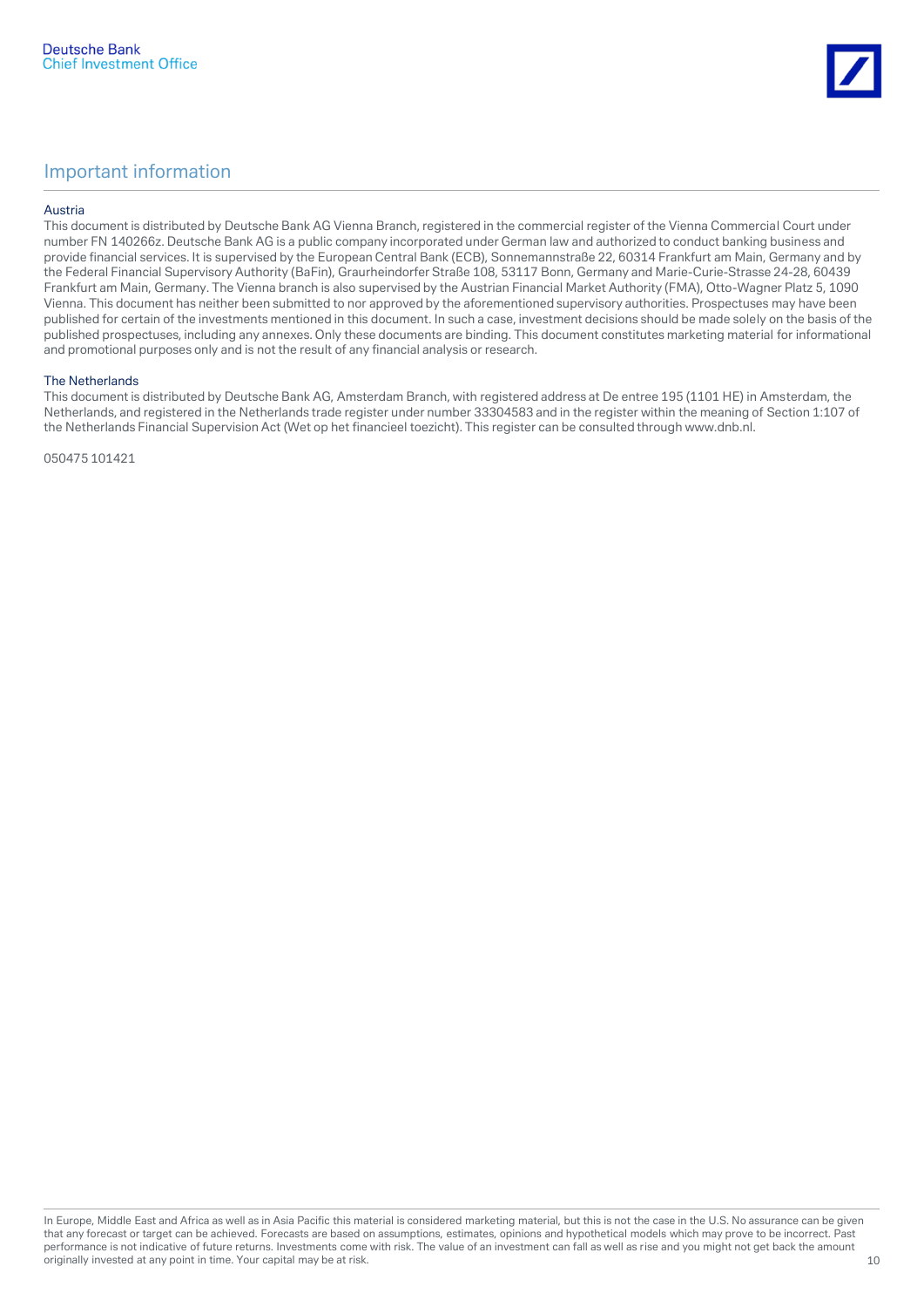## Important information

### Austria

This document is distributed by Deutsche Bank AG Vienna Branch, registered in the commercial register of the Vienna Commercial Court under number FN 140266z. Deutsche Bank AG is a public company incorporated under German law and authorized to conduct banking business and provide financial services. It is supervised by the European Central Bank (ECB), Sonnemannstraße 22, 60314 Frankfurt am Main, Germany and by the Federal Financial Supervisory Authority (BaFin), Graurheindorfer Straße 108, 53117 Bonn, Germany and Marie-Curie-Strasse 24-28, 60439 Frankfurt am Main, Germany. The Vienna branch is also supervised by the Austrian Financial Market Authority (FMA), Otto-Wagner Platz 5, 1090 Vienna. This document has neither been submitted to nor approved by the aforementioned supervisory authorities. Prospectuses may have been published for certain of the investments mentioned in this document. In such a case, investment decisions should be made solely on the basis of the published prospectuses, including any annexes. Only these documents are binding. This document constitutes marketing material for informational and promotional purposes only and is not the result of any financial analysis or research.

### The Netherlands

This document is distributed by Deutsche Bank AG, Amsterdam Branch, with registered address at De entree 195 (1101 HE) in Amsterdam, the Netherlands, and registered in the Netherlands trade register under number 33304583 and in the register within the meaning of Section 1:107 of the Netherlands Financial Supervision Act (Wet op het financieel toezicht). This register can be consulted through www.dnb.nl.

050475 101421